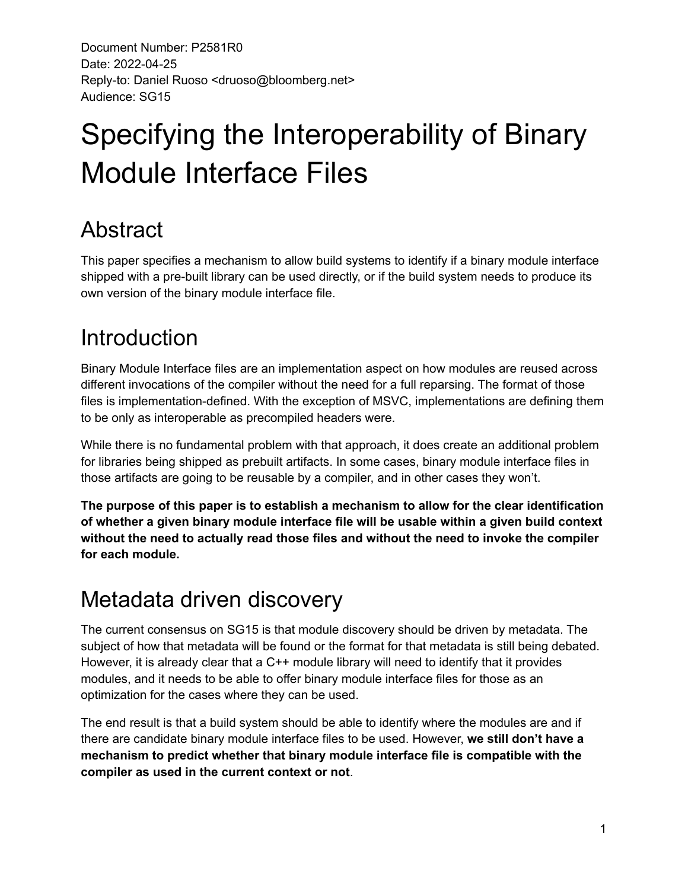Document Number: P2581R0
Date: 2022-04-25
Reply-to: Daniel Ruoso <druoso@bloomberg.net>
Audience: SG15

# Specifying the Interoperability of Binary Module Interface Files

## Abstract

This paper specifies a mechanism to allow build systems to identify if a binary module interface shipped with a pre-built library can be used directly, or if the build system needs to produce its own version of the binary module interface file.

## Introduction

Binary Module Interface files are an implementation aspect on how modules are reused across different invocations of the compiler without the need for a full reparsing. The format of those files is implementation-defined. With the exception of MSVC, implementations are defining them to be only as interoperable as precompiled headers were.

While there is no fundamental problem with that approach, it does create an additional problem for libraries being shipped as prebuilt artifacts. In some cases, binary module interface files in those artifacts are going to be reusable by a compiler, and in other cases they won't.

**The purpose of this paper is to establish a mechanism to allow for the clear identification of whether a given binary module interface file will be usable within a given build context without the need to actually read those files and without the need to invoke the compiler for each module.**

## Metadata driven discovery

The current consensus on SG15 is that module discovery should be driven by metadata. The subject of how that metadata will be found or the format for that metadata is still being debated. However, it is already clear that a C++ module library will need to identify that it provides modules, and it needs to be able to offer binary module interface files for those as an optimization for the cases where they can be used.

The end result is that a build system should be able to identify where the modules are and if there are candidate binary module interface files to be used. However, **we still don't have a mechanism to predict whether that binary module interface file is compatible with the compiler as used in the current context or not**.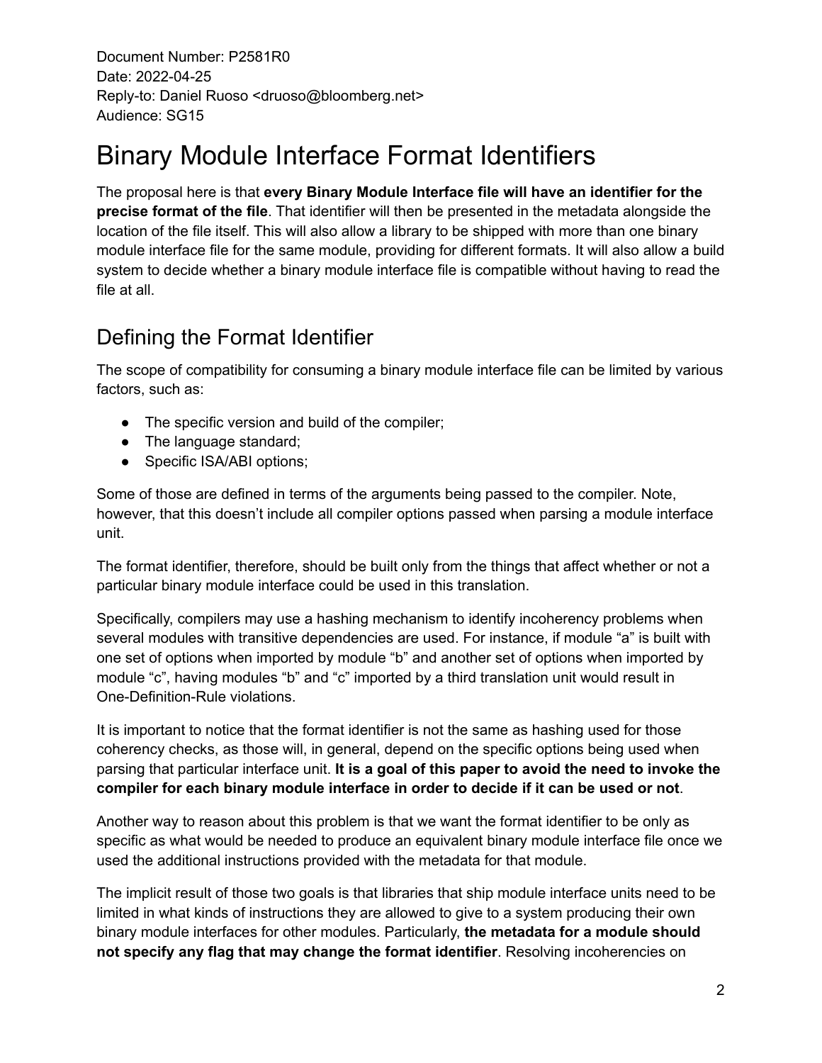Document Number: P2581R0
Date: 2022-04-25
Reply-to: Daniel Ruoso <druoso@bloomberg.net>
Audience: SG15

# Binary Module Interface Format Identifiers

The proposal here is that **every Binary Module Interface file will have an identifier for the precise format of the file**. That identifier will then be presented in the metadata alongside the location of the file itself. This will also allow a library to be shipped with more than one binary module interface file for the same module, providing for different formats. It will also allow a build system to decide whether a binary module interface file is compatible without having to read the file at all.

## Defining the Format Identifier

The scope of compatibility for consuming a binary module interface file can be limited by various factors, such as:

- The specific version and build of the compiler;
- The language standard;
- Specific ISA/ABI options;

Some of those are defined in terms of the arguments being passed to the compiler. Note, however, that this doesn't include all compiler options passed when parsing a module interface unit.

The format identifier, therefore, should be built only from the things that affect whether or not a particular binary module interface could be used in this translation.

Specifically, compilers may use a hashing mechanism to identify incoherency problems when several modules with transitive dependencies are used. For instance, if module "a" is built with one set of options when imported by module "b" and another set of options when imported by module "c", having modules "b" and "c" imported by a third translation unit would result in One-Definition-Rule violations.

It is important to notice that the format identifier is not the same as hashing used for those coherency checks, as those will, in general, depend on the specific options being used when parsing that particular interface unit. **It is a goal of this paper to avoid the need to invoke the compiler for each binary module interface in order to decide if it can be used or not**.

Another way to reason about this problem is that we want the format identifier to be only as specific as what would be needed to produce an equivalent binary module interface file once we used the additional instructions provided with the metadata for that module.

The implicit result of those two goals is that libraries that ship module interface units need to be limited in what kinds of instructions they are allowed to give to a system producing their own binary module interfaces for other modules. Particularly, **the metadata for a module should not specify any flag that may change the format identifier**. Resolving incoherencies on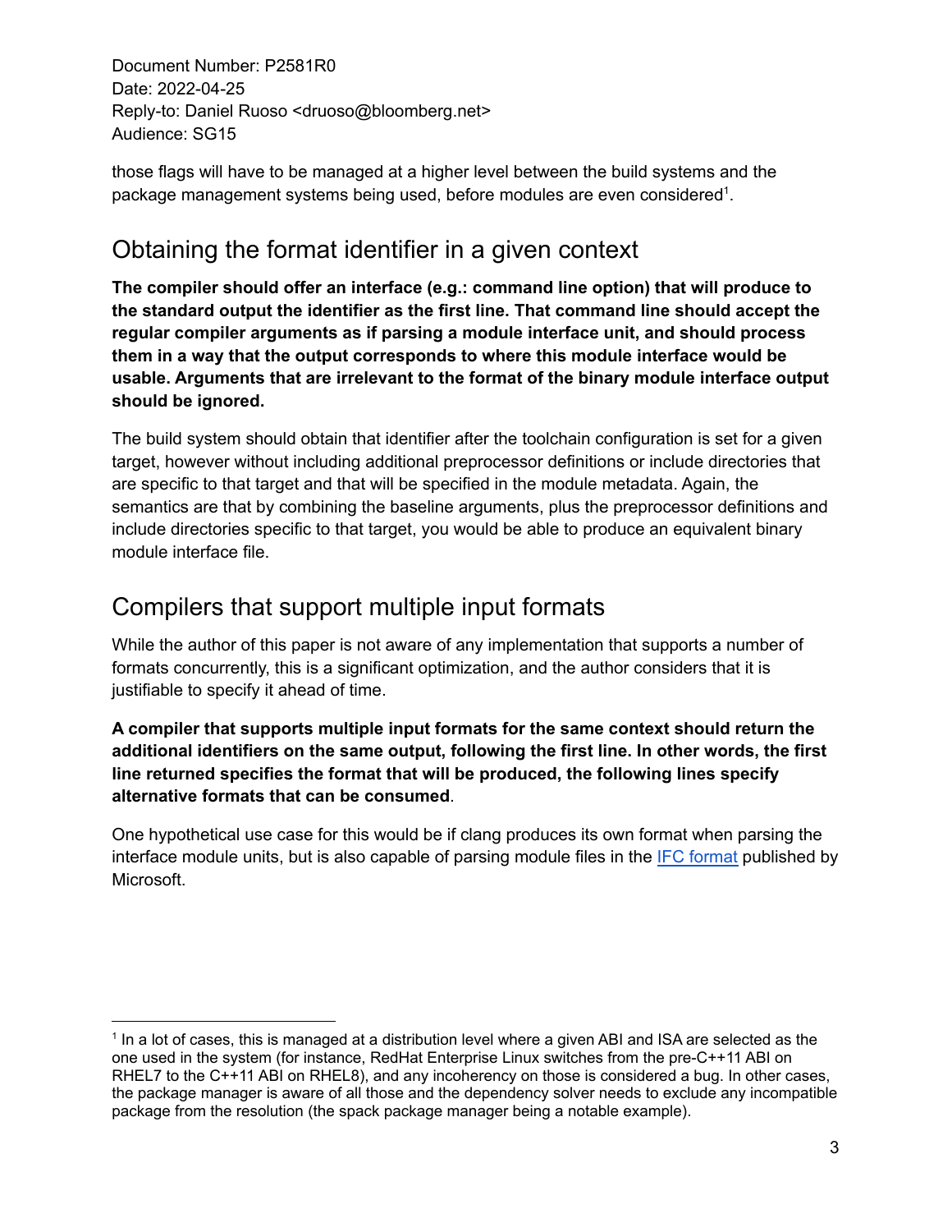those flags will have to be managed at a higher level between the build systems and the package management systems being used, before modules are even considered[1].

## Obtaining the format identifier in a given context

**The compiler should offer an interface (e.g.: command line option) that will produce to the standard output the identifier as the first line. That command line should accept the regular compiler arguments as if parsing a module interface unit, and should process them in a way that the output corresponds to where this module interface would be usable. Arguments that are irrelevant to the format of the binary module interface output should be ignored.**

The build system should obtain that identifier after the toolchain configuration is set for a given target, however without including additional preprocessor definitions or include directories that are specific to that target and that will be specified in the module metadata. Again, the semantics are that by combining the baseline arguments, plus the preprocessor definitions and include directories specific to that target, you would be able to produce an equivalent binary module interface file.

## Compilers that support multiple input formats

While the author of this paper is not aware of any implementation that supports a number of formats concurrently, this is a significant optimization, and the author considers that it is justifiable to specify it ahead of time.

**A compiler that supports multiple input formats for the same context should return the additional identifiers on the same output, following the first line. In other words, the first line returned specifies the format that will be produced, the following lines specify alternative formats that can be consumed**.

One hypothetical use case for this would be if clang produces its own format when parsing the interface module units, but is also capable of parsing module files in the IFC format published by Microsoft.

[1] In a lot of cases, this is managed at a distribution level where a given ABI and ISA are selected as the one used in the system (for instance, RedHat Enterprise Linux switches from the pre-C++11 ABI on RHEL7 to the C++11 ABI on RHEL8), and any incoherency on those is considered a bug. In other cases, the package manager is aware of all those and the dependency solver needs to exclude any incompatible package from the resolution (the spack package manager being a notable example).